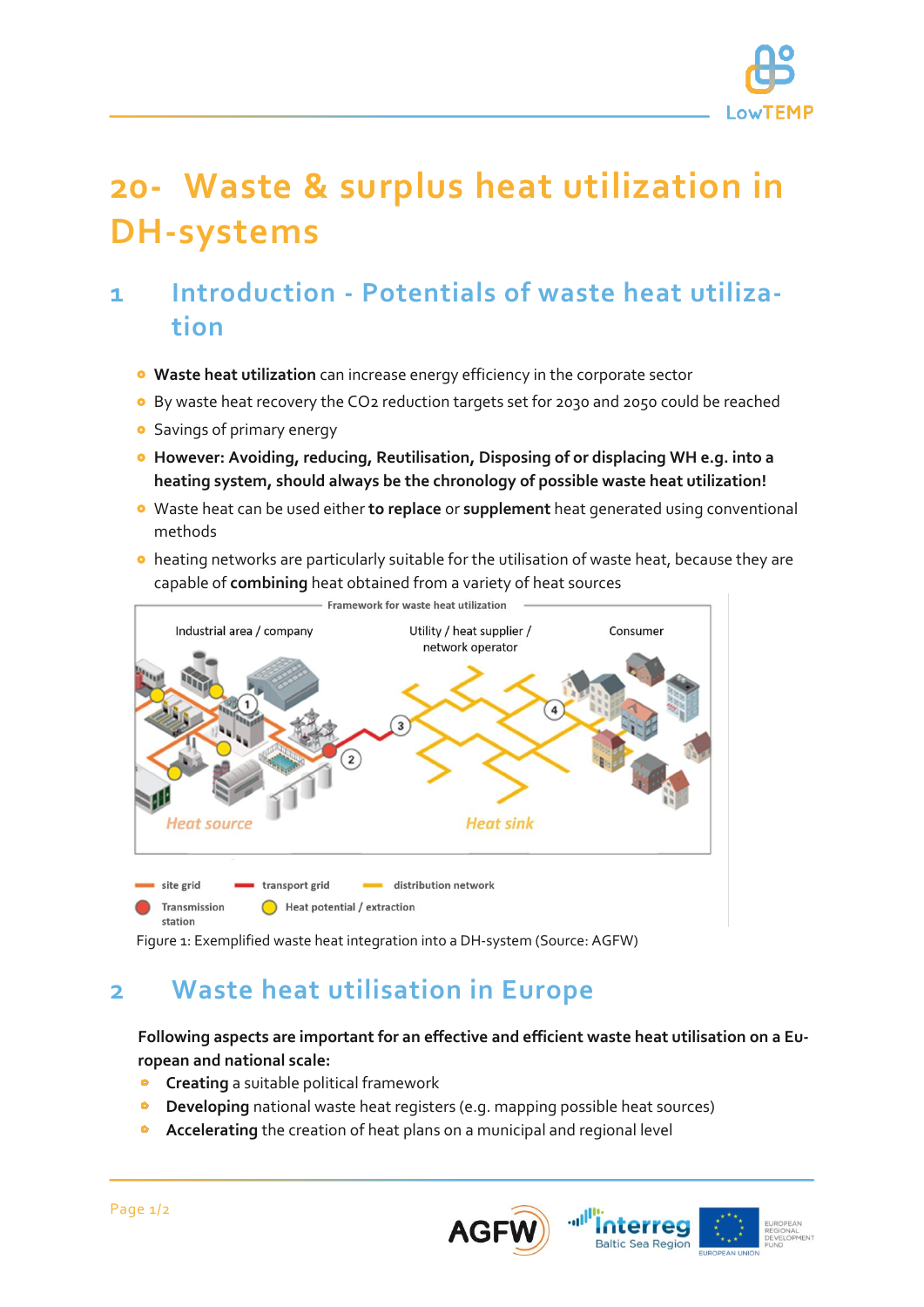# 20- Waste & surplus heat utilization in DH-systems

## 1 Introduction - Potentials of waste heat utilization

- **Waste heat utilization** can increase energy efficiency in the corporate sector
- By waste heat recovery the $CO_2$ reduction targets set for 2030 and 2050 could be reached
- Savings of primary energy
- **However: Avoiding, reducing, Reutilisation, Disposing of or displacing WH e.g. into a heating system, should always be the chronology of possible waste heat utilization!**
- Waste heat can be used either **to replace** or **supplement** heat generated using conventional methods
- heating networks are particularly suitable for the utilisation of waste heat, because they are capable of **combining** heat obtained from a variety of heat sources

Framework for waste heat utilization

Industrial area / company

Utility / heat supplier / network operator

Consumer

1

2

3

4

Heat source

Heat sink

site grid

transport grid

distribution network

Transmission station

Heat potential / extraction

Figure 1: Exemplified waste heat integration into a DH-system (Source: AGFW)

## 2 Waste heat utilisation in Europe

**Following aspects are important for an effective and efficient waste heat utilisation on a European and national scale:**

- **Creating** a suitable political framework
- **Developing** national waste heat registers (e.g. mapping possible heat sources)
- **Accelerating** the creation of heat plans on a municipal and regional level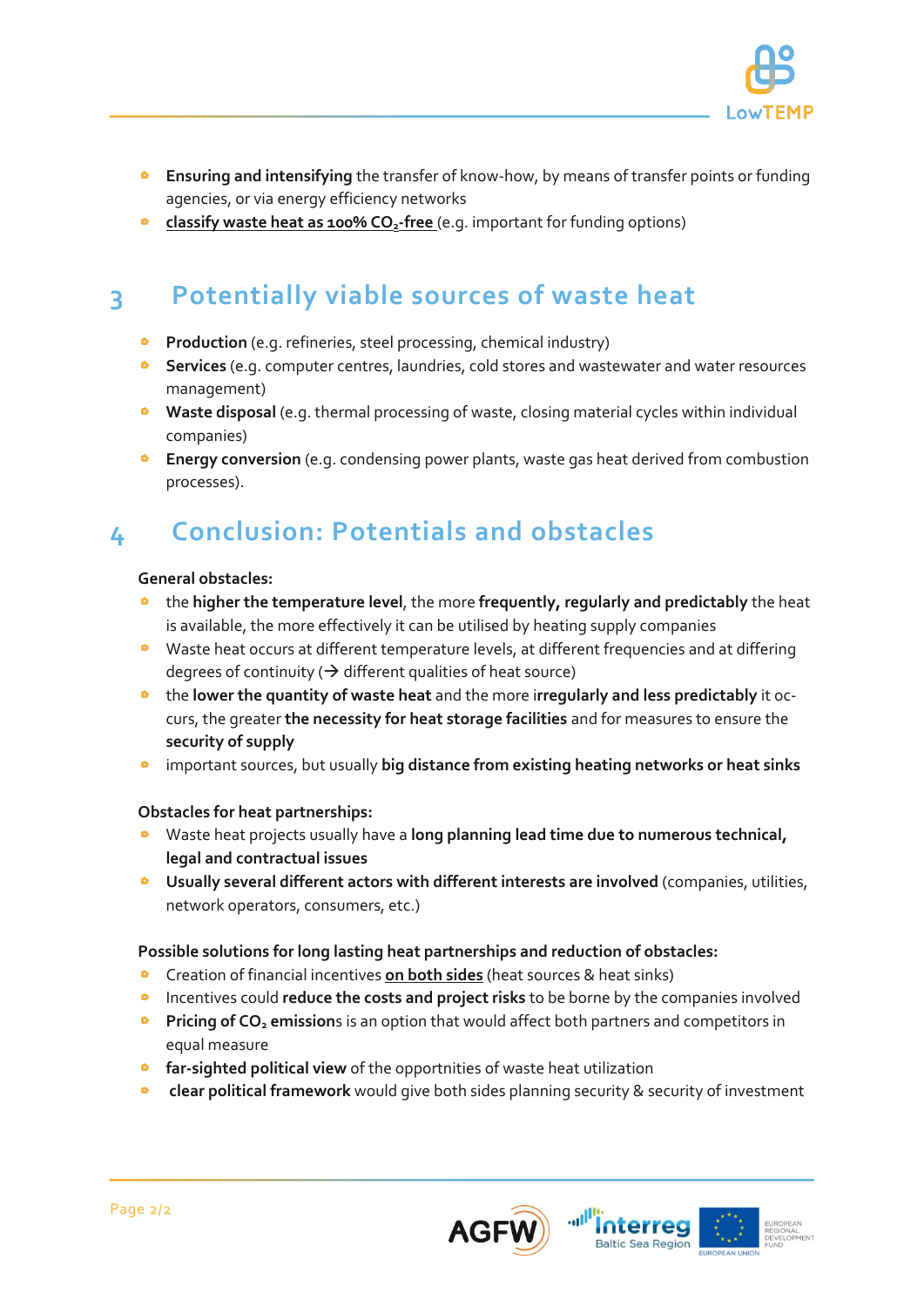- **Ensuring and intensifying** the transfer of know-how, by means of transfer points or funding agencies, or via energy efficiency networks
- **classify waste heat as 100% $CO_2$-free** (e.g. important for funding options)

## 3 Potentially viable sources of waste heat

- **Production** (e.g. refineries, steel processing, chemical industry)
- **Services** (e.g. computer centres, laundries, cold stores and wastewater and water resources management)
- **Waste disposal** (e.g. thermal processing of waste, closing material cycles within individual companies)
- **Energy conversion** (e.g. condensing power plants, waste gas heat derived from combustion processes).

## 4 Conclusion: Potentials and obstacles

**General obstacles:**

- the **higher the temperature level**, the more **frequently, regularly and predictably** the heat is available, the more effectively it can be utilised by heating supply companies
- Waste heat occurs at different temperature levels, at different frequencies and at differing degrees of continuity (→ different qualities of heat source)
- the **lower the quantity of waste heat** and the more i**rregularly and less predictably** it occurs, the greater **the necessity for heat storage facilities** and for measures to ensure the **security of supply**
- important sources, but usually **big distance from existing heating networks or heat sinks**

**Obstacles for heat partnerships:**

- Waste heat projects usually have a **long planning lead time due to numerous technical, legal and contractual issues**
- **Usually several different actors with different interests are involved** (companies, utilities, network operators, consumers, etc.)

**Possible solutions for long lasting heat partnerships and reduction of obstacles:**

- Creation of financial incentives **on both sides** (heat sources & heat sinks)
- Incentives could **reduce the costs and project risks** to be borne by the companies involved
- **Pricing of $CO_2$ emission**s is an option that would affect both partners and competitors in equal measure
- **far-sighted political view** of the opportnities of waste heat utilization
- **clear political framework** would give both sides planning security & security of investment